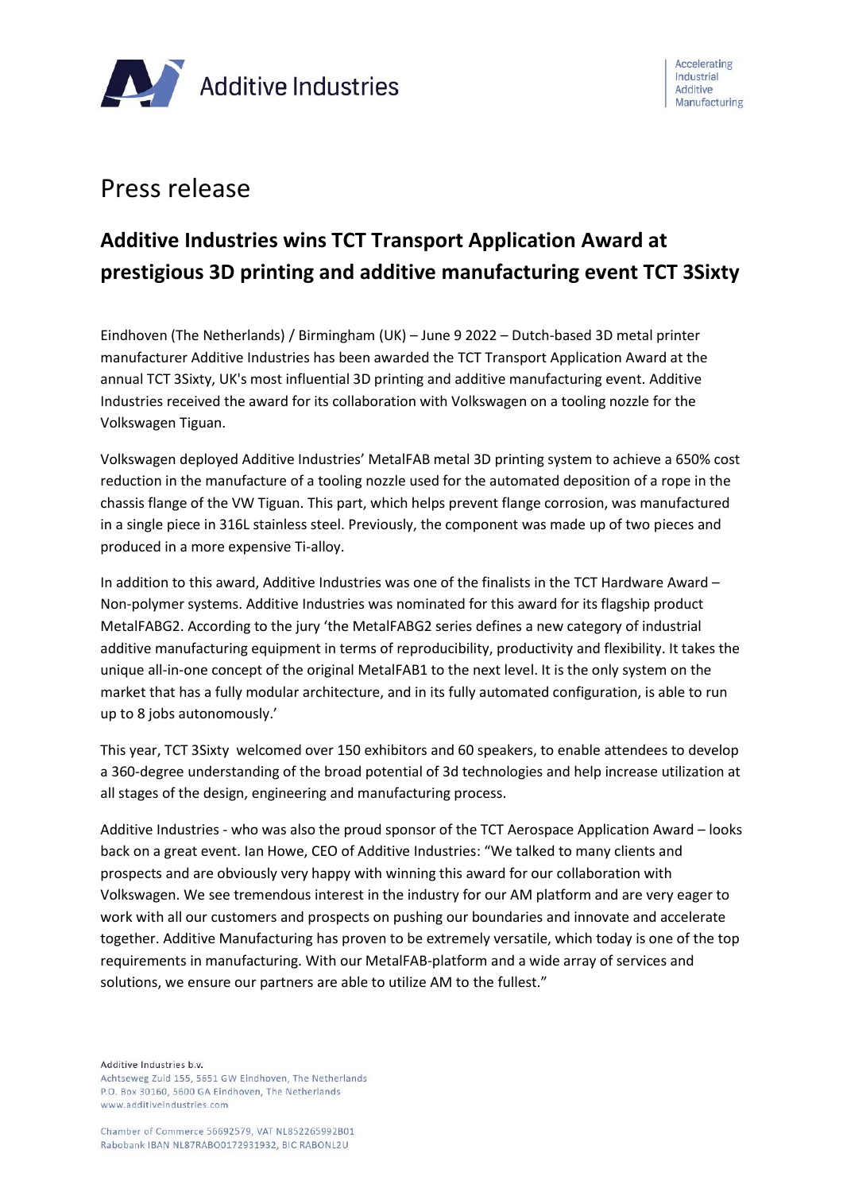Additive Industries

Accelerating Industrial Additive Manufacturing

# Press release

## Additive Industries wins TCT Transport Application Award at prestigious 3D printing and additive manufacturing event TCT 3Sixty

Eindhoven (The Netherlands) / Birmingham (UK) – June 9 2022 – Dutch-based 3D metal printer manufacturer Additive Industries has been awarded the TCT Transport Application Award at the annual TCT 3Sixty, UK's most influential 3D printing and additive manufacturing event. Additive Industries received the award for its collaboration with Volkswagen on a tooling nozzle for the Volkswagen Tiguan.

Volkswagen deployed Additive Industries' MetalFAB metal 3D printing system to achieve a 650% cost reduction in the manufacture of a tooling nozzle used for the automated deposition of a rope in the chassis flange of the VW Tiguan. This part, which helps prevent flange corrosion, was manufactured in a single piece in 316L stainless steel. Previously, the component was made up of two pieces and produced in a more expensive Ti-alloy.

In addition to this award, Additive Industries was one of the finalists in the TCT Hardware Award – Non-polymer systems. Additive Industries was nominated for this award for its flagship product MetalFABG2. According to the jury 'the MetalFABG2 series defines a new category of industrial additive manufacturing equipment in terms of reproducibility, productivity and flexibility. It takes the unique all-in-one concept of the original MetalFAB1 to the next level. It is the only system on the market that has a fully modular architecture, and in its fully automated configuration, is able to run up to 8 jobs autonomously.'

This year, TCT 3Sixty welcomed over 150 exhibitors and 60 speakers, to enable attendees to develop a 360-degree understanding of the broad potential of 3d technologies and help increase utilization at all stages of the design, engineering and manufacturing process.

Additive Industries - who was also the proud sponsor of the TCT Aerospace Application Award – looks back on a great event. Ian Howe, CEO of Additive Industries: "We talked to many clients and prospects and are obviously very happy with winning this award for our collaboration with Volkswagen. We see tremendous interest in the industry for our AM platform and are very eager to work with all our customers and prospects on pushing our boundaries and innovate and accelerate together. Additive Manufacturing has proven to be extremely versatile, which today is one of the top requirements in manufacturing. With our MetalFAB-platform and a wide array of services and solutions, we ensure our partners are able to utilize AM to the fullest."

Additive Industries b.v.
Achtseweg Zuid 155, 5651 GW Eindhoven, The Netherlands
P.O. Box 30160, 5600 GA Eindhoven, The Netherlands
www.additiveindustries.com

Chamber of Commerce 56692579, VAT NL852265992B01
Rabobank IBAN NL87RABO0172931932, BIC RABONL2U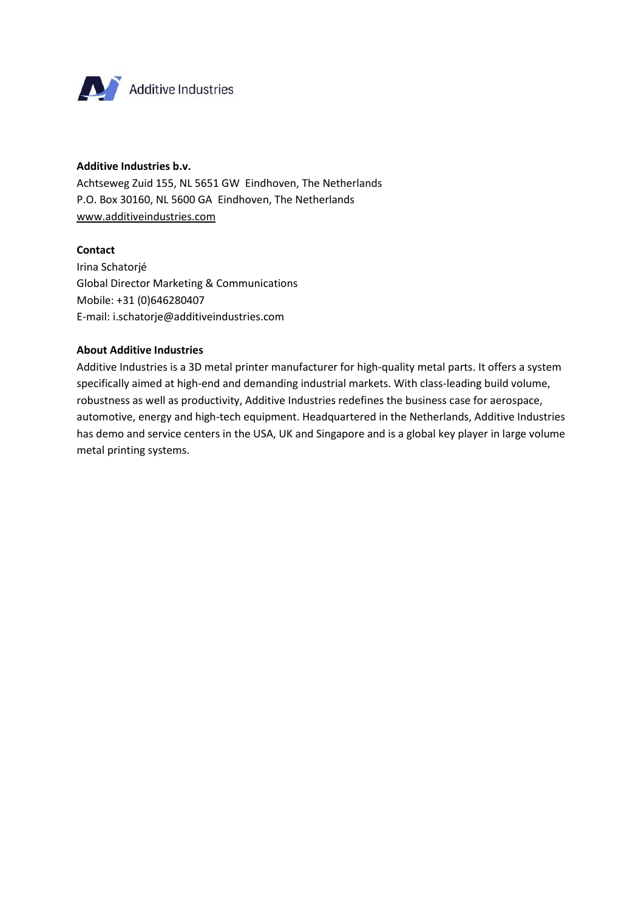Additive Industries

**Additive Industries b.v.**
Achtseweg Zuid 155, NL 5651 GW Eindhoven, The Netherlands
P.O. Box 30160, NL 5600 GA Eindhoven, The Netherlands
www.additiveindustries.com

**Contact**
Irina Schatorjé
Global Director Marketing & Communications
Mobile: +31 (0)646280407
E-mail: i.schatorje@additiveindustries.com

**About Additive Industries**
Additive Industries is a 3D metal printer manufacturer for high-quality metal parts. It offers a system specifically aimed at high-end and demanding industrial markets. With class-leading build volume, robustness as well as productivity, Additive Industries redefines the business case for aerospace, automotive, energy and high-tech equipment. Headquartered in the Netherlands, Additive Industries has demo and service centers in the USA, UK and Singapore and is a global key player in large volume metal printing systems.